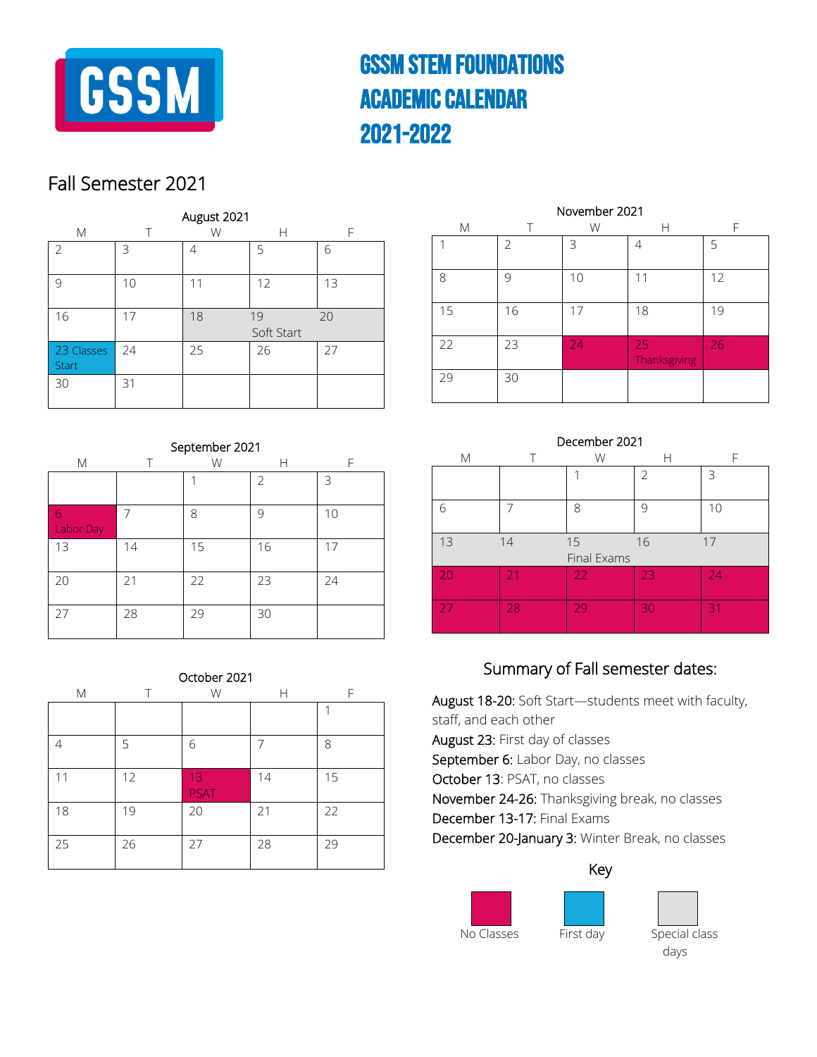# GSSM STEM FOUNDATIONS ACADEMIC CALENDAR 2021-2022

## Fall Semester 2021

**August 2021**

| M | T | W | H | F |
|---|---|---|---|---|
| 2 | 3 | 4 | 5 | 6 |
| 9 | 10 | 11 | 12 | 13 |
| 16 | 17 | 18 Soft Start | 19 Soft Start | 20 Soft Start |
| 23 Classes Start | 24 | 25 | 26 | 27 |
| 30 | 31 | | | |

**September 2021**

| M | T | W | H | F |
|---|---|---|---|---|
| | | 1 | 2 | 3 |
| 6 Labor Day | 7 | 8 | 9 | 10 |
| 13 | 14 | 15 | 16 | 17 |
| 20 | 21 | 22 | 23 | 24 |
| 27 | 28 | 29 | 30 | |

**October 2021**

| M | T | W | H | F |
|---|---|---|---|---|
| | | | | 1 |
| 4 | 5 | 6 | 7 | 8 |
| 11 | 12 | 13 PSAT | 14 | 15 |
| 18 | 19 | 20 | 21 | 22 |
| 25 | 26 | 27 | 28 | 29 |

**November 2021**

| M | T | W | H | F |
|---|---|---|---|---|
| 1 | 2 | 3 | 4 | 5 |
| 8 | 9 | 10 | 11 | 12 |
| 15 | 16 | 17 | 18 | 19 |
| 22 | 23 | 24 | 25 Thanksgiving | 26 |
| 29 | 30 | | | |

**December 2021**

| M | T | W | H | F |
|---|---|---|---|---|
| | | 1 | 2 | 3 |
| 6 | 7 | 8 | 9 | 10 |
| 13 Final Exams | 14 Final Exams | 15 Final Exams | 16 Final Exams | 17 Final Exams |
| 20 | 21 | 22 | 23 | 24 |
| 27 | 28 | 29 | 30 | 31 |

### Summary of Fall semester dates:

**August 18-20:** Soft Start—students meet with faculty, staff, and each other
**August 23:** First day of classes
**September 6:** Labor Day, no classes
**October 13**: PSAT, no classes
**November 24-26:** Thanksgiving break, no classes
**December 13-17:** Final Exams
**December 20-January 3:** Winter Break, no classes

**Key**

- No Classes: Nov 24–26; Dec 20–31
- First day: Aug 23
- Special class days: Aug 18–20 (Soft Start); Dec 13–17 (Final Exams)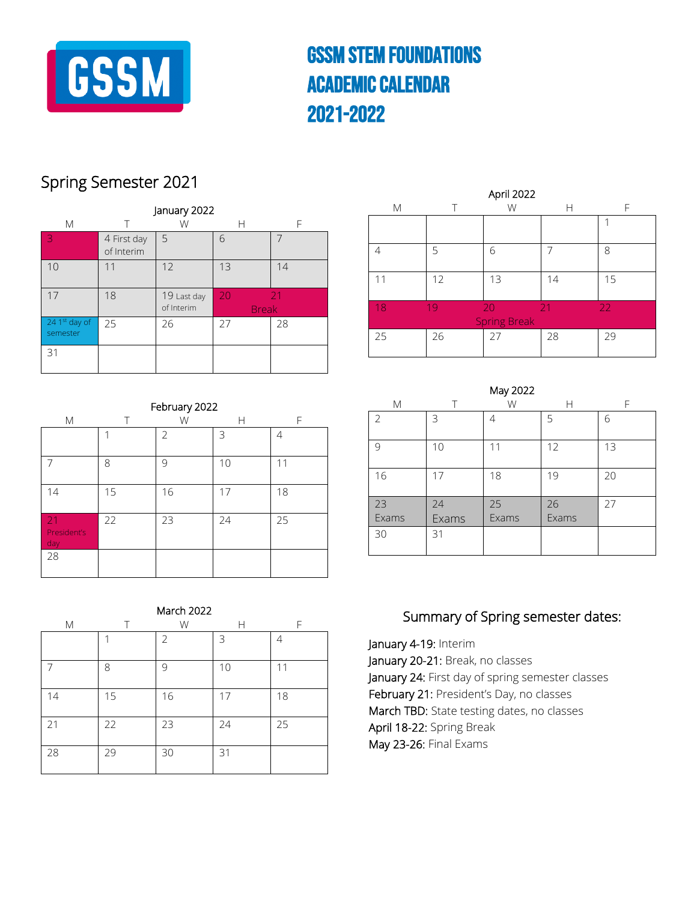GSSM

# GSSM STEM FOUNDATIONS ACADEMIC CALENDAR 2021-2022

## Spring Semester 2021

January 2022

| M | T | W | H | F |
|---|---|---|---|---|
| 3 | 4 First day of Interim | 5 | 6 | 7 |
| 10 | 11 | 12 | 13 | 14 |
| 17 | 18 | 19 Last day of Interim | 20 Break | 21 Break |
| 24 1st day of semester | 25 | 26 | 27 | 28 |
| 31 | | | | |

February 2022

| M | T | W | H | F |
|---|---|---|---|---|
| | 1 | 2 | 3 | 4 |
| 7 | 8 | 9 | 10 | 11 |
| 14 | 15 | 16 | 17 | 18 |
| 21 President's day | 22 | 23 | 24 | 25 |
| 28 | | | | |

March 2022

| M | T | W | H | F |
|---|---|---|---|---|
| | 1 | 2 | 3 | 4 |
| 7 | 8 | 9 | 10 | 11 |
| 14 | 15 | 16 | 17 | 18 |
| 21 | 22 | 23 | 24 | 25 |
| 28 | 29 | 30 | 31 | |

April 2022

| M | T | W | H | F |
|---|---|---|---|---|
| | | | | 1 |
| 4 | 5 | 6 | 7 | 8 |
| 11 | 12 | 13 | 14 | 15 |
| 18 Spring Break | 19 Spring Break | 20 Spring Break | 21 Spring Break | 22 Spring Break |
| 25 | 26 | 27 | 28 | 29 |

May 2022

| M | T | W | H | F |
|---|---|---|---|---|
| 2 | 3 | 4 | 5 | 6 |
| 9 | 10 | 11 | 12 | 13 |
| 16 | 17 | 18 | 19 | 20 |
| 23 Exams | 24 Exams | 25 Exams | 26 Exams | 27 |
| 30 | 31 | | | |

### Summary of Spring semester dates:

January 4-19: Interim
January 20-21: Break, no classes
January 24: First day of spring semester classes
February 21: President's Day, no classes
March TBD: State testing dates, no classes
April 18-22: Spring Break
May 23-26: Final Exams